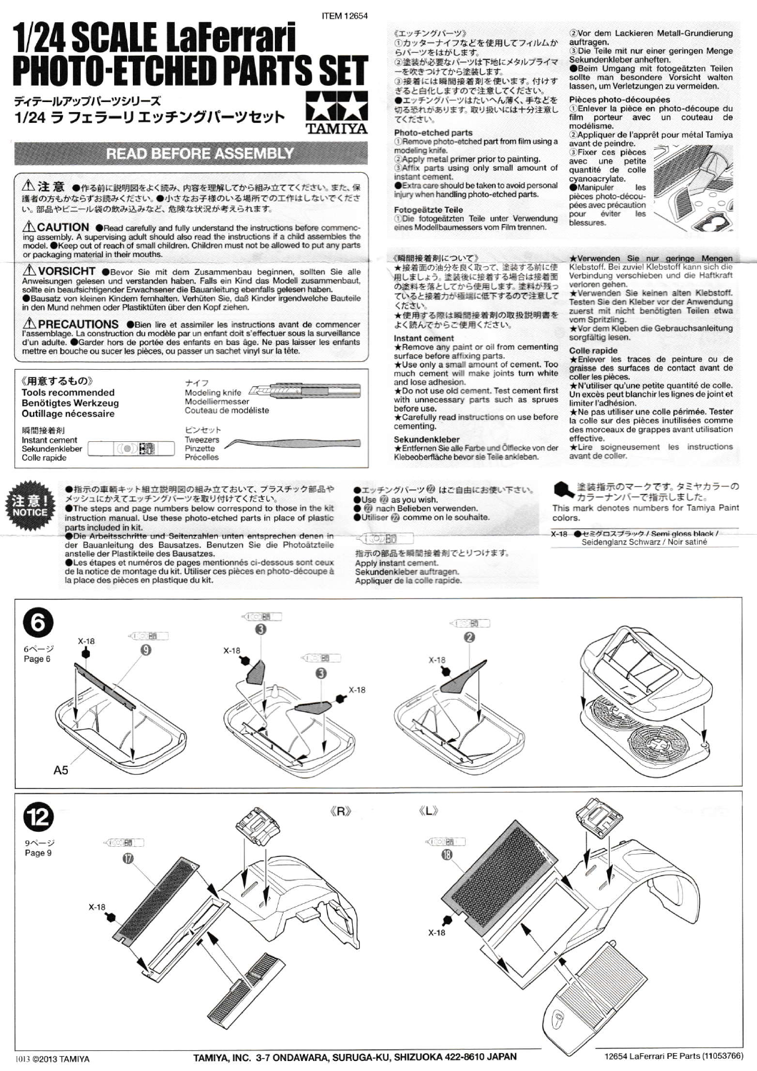ITEM 12654

# 1/24 SCALE LaFerrari PHOTO-ETCHED PARTS SET

ディテールアップパーツシリーズ
1/24 ラ フェラーリ エッチングパーツセット

TAMIYA

## READ BEFORE ASSEMBLY

⚠注意 ●作る前に説明図をよく読み、内容を理解してから組み立ててください。また、保護者の方もかならずお読みください。●小さなお子様のいる場所での工作はしないでください。部品やビニール袋の飲み込みなど、危険な状況が考えられます。

⚠**CAUTION** ●Read carefully and fully understand the instructions before commencing assembly. A supervising adult should also read the instructions if a child assembles the model. ●Keep out of reach of small children. Children must not be allowed to put any parts or packaging material in their mouths.

⚠**VORSICHT** ●Bevor Sie mit dem Zusammenbau beginnen, sollten Sie alle Anweisungen gelesen und verstanden haben. Falls ein Kind das Modell zusammenbaut, sollte ein beaufsichtigender Erwachsener die Bauanleitung ebenfalls gelesen haben. ●Bausatz von kleinen Kindern fernhalten. Verhüten Sie, daß Kinder irgendwelche Bauteile in den Mund nehmen oder Plastiktüten über den Kopf ziehen.

⚠**PRECAUTIONS** ●Bien lire et assimiler les instructions avant de commencer l'assemblage. La construction du modèle par un enfant doit s'effectuer sous la surveillance d'un adulte. ●Garder hors de portée des enfants en bas âge. Ne pas laisser les enfants mettre en bouche ou sucer les pièces, ou passer un sachet vinyl sur la tête.

《用意するもの》
**Tools recommended**
**Benötigtes Werkzeug**
**Outillage nécessaire**

瞬間接着剤
Instant cement
Sekundenkleber
Colle rapide

ナイフ
Modeling knife
Modelliermesser
Couteau de modéliste

ピンセット
Tweezers
Pinzette
Précelles

《エッチングパーツ》
①カッターナイフなどを使用してフィルムからパーツをはがします。
②塗装が必要なパーツは下地にメタルプライマーを吹きつけてから塗装します。
③接着には瞬間接着剤を使います。付けすぎると白化しますので注意してください。
●エッチングパーツはたいへん薄く、手などを切る恐れがあります。取り扱いには十分注意してください。

**Photo-etched parts**
①Remove photo-etched part from film using a modeling knife.
②Apply metal primer prior to painting.
③Affix parts using only small amount of instant cement.
●Extra care should be taken to avoid personal injury when handling photo-etched parts.

**Fotogeätzte Teile**
①Die fotogeätzten Teile unter Verwendung eines Modellbaumessers vom Film trennen.
②Vor dem Lackieren Metall-Grundierung auftragen.
③Die Teile mit nur einer geringen Menge Sekundenkleber anheften.
●Beim Umgang mit fotogeätzten Teilen sollte man besondere Vorsicht walten lassen, um Verletzungen zu vermeiden.

**Pièces photo-découpées**
①Enlever la pièce en photo-découpe du film porteur avec un couteau de modélisme.
②Appliquer de l'apprêt pour métal Tamiya avant de peindre.
③Fixer ces pièces avec une petite quantité de colle cyanoacrylate.
●Manipuler les pièces photo-découpées avec précaution pour éviter les blessures.

《瞬間接着剤について》
★接着面の油分を良く取って、塗装する前に使用しましょう。塗装後に接着する場合は接着面の塗料を落としてから使用します。塗料が残っていると接着力が極端に低下するので注意してください。
★使用する際は瞬間接着剤の取扱説明書をよく読んでからご使用ください。

**Instant cement**
★Remove any paint or oil from cementing surface before affixing parts.
★Use only a small amount of cement. Too much cement will make joints turn white and lose adhesion.
★Do not use old cement. Test cement first with unnecessary parts such as sprues before use.
★Carefully read instructions on use before cementing.

**Sekundenkleber**
★Entfernen Sie alle Farbe und Ölflecke von der Klebeoberfläche bevor sie Teile ankleben.
★Verwenden Sie nur geringe Mengen Klebstoff. Bei zuviel Klebstoff kann sich die Verbindung verschieben und die Haftkraft verloren gehen.
★Verwenden Sie keinen alten Klebstoff. Testen Sie den Kleber vor der Anwendung zuerst mit nicht benötigten Teilen etwa vom Spritzling.
★Vor dem Kleben die Gebrauchsanleitung sorgfältig lesen.

**Colle rapide**
★Enlever les traces de peinture ou de graisse des surfaces de contact avant de coller les pièces.
★N'utiliser qu'une petite quantité de colle. Un excès peut blanchir les lignes de joint et limiter l'adhésion.
★Ne pas utiliser une colle périmée. Tester la colle sur des pièces inutilisées comme des morceaux de grappes avant utilisation effective.
★Lire soigneusement les instructions avant de coller.

**注意! NOTICE**

●指示の車輌キット組立説明図の組み立ておいて、プラスチック部品やメッシュにかえてエッチングパーツを取り付けてください。
●The steps and page numbers below correspond to those in the kit instruction manual. Use these photo-etched parts in place of plastic parts included in kit.
●Die Arbeitsschritte und Seitenzahlen unten entsprechen denen in der Bauanleitung des Bausatzes. Benutzen Sie die Photoätzteile anstelle der Plastikteile des Bausatzes.
●Les étapes et numéros de pages mentionnés ci-dessous sont ceux de la notice de montage du kit. Utiliser ces pièces en photo-découpe à la place des pièces en plastique du kit.

●エッチングパーツ㉒はご自由にお使い下さい。
●Use ㉒ as you wish.
●㉒ nach Belieben verwenden.
●Utiliser ㉒ comme on le souhaite.

指示の部品を瞬間接着剤でとりつけます。
Apply instant cement.
Sekundenkleber auftragen.
Appliquer de la colle rapide.

塗装指示のマークです。タミヤカラーのカラーナンバーで指示しました。
This mark denotes numbers for Tamiya Paint colors.

X-18 ●セミグロスブラック / Semi gloss black / Seidenglanz Schwarz / Noir satiné

**6**

6ページ
Page 6

X-18 ⑨ A5 X-18 ③ ③ X-18 X-18 ②

**12**

9ページ
Page 9

《R》 《L》

⑰ X-18 ⑱ X-18

1013 ©2013 TAMIYA

TAMIYA, INC. 3-7 ONDAWARA, SURUGA-KU, SHIZUOKA 422-8610 JAPAN

12654 LaFerrari PE Parts (11053766)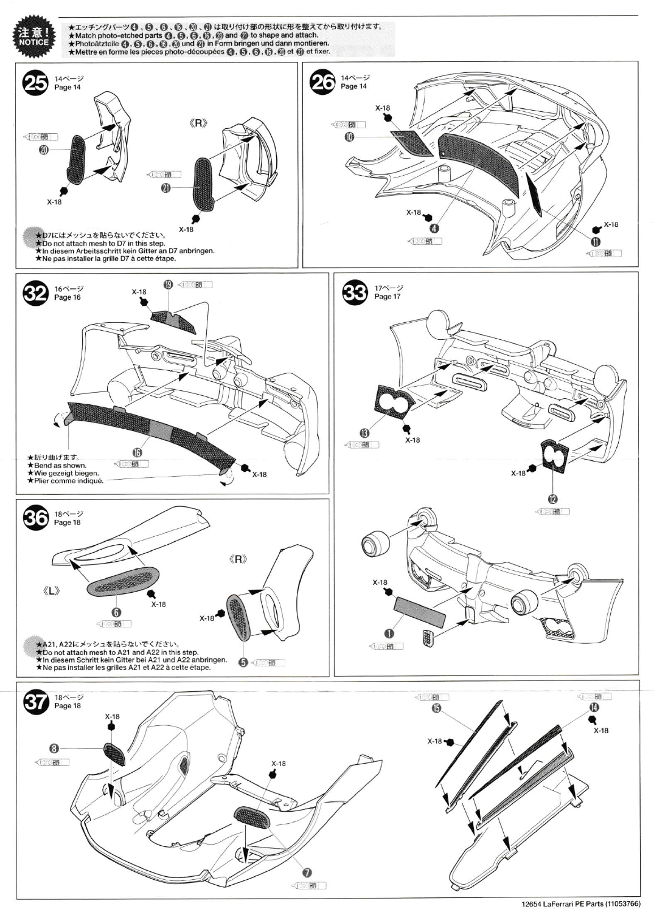**注意! NOTICE**

★エッチングパーツ④、⑤、⑥、⑮、⑳、㉑は取り付け部の形状に形を整えてから取り付けます。
★Match photo-etched parts ④, ⑤, ⑥, ⑮, ⑳ and ㉑ to shape and attach.
★Photoätzteile ④, ⑤, ⑥, ⑮, ⑳ und ㉑ in Form bringen und dann montieren.
★Mettre en forme les pieces photo-découpées ④, ⑤, ⑥, ⑮, ⑳ et ㉑ et fixer.

## 25

14ページ
Page 14

⑳ X-18

《R》

㉑ X-18

★D7にはメッシュを貼らないでください。
★Do not attach mesh to D7 in this step.
★In diesem Arbeitsschritt kein Gitter an D7 anbringen.
★Ne pas installer la grille D7 à cette étape.

## 26

14ページ
Page 14

X-18 ⑩

X-18 ④

X-18 ⑪

## 32

16ページ
Page 16

⑲ X-18

⑯ X-18

★折り曲げます。
★Bend as shown.
★Wie gezeigt biegen.
★Plier comme indiqué.

## 33

17ページ
Page 17

⑬ X-18

X-18 ⑫

X-18 ①

## 36

18ページ
Page 18

《L》

⑥ X-18

《R》

X-18 ⑤

★A21, A22にメッシュを貼らないでください。
★Do not attach mesh to A21 and A22 in this step.
★In diesem Schritt kein Gitter bei A21 und A22 anbringen.
★Ne pas installer les grilles A21 et A22 à cette étape.

## 37

18ページ
Page 18

X-18 ⑧

X-18 ⑦

⑮ X-18

⑭ X-18

12654 LaFerrari PE Parts (11053766)